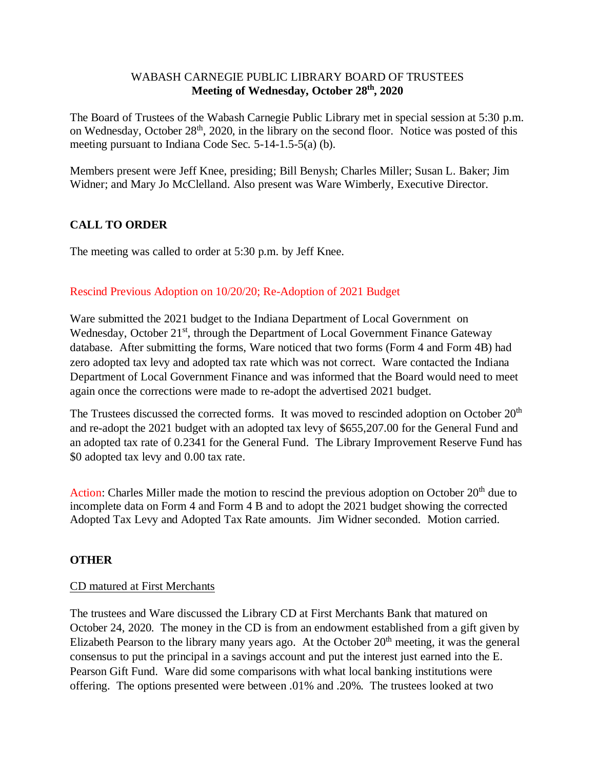# WABASH CARNEGIE PUBLIC LIBRARY BOARD OF TRUSTEES
## Meeting of Wednesday, October 28th, 2020

The Board of Trustees of the Wabash Carnegie Public Library met in special session at 5:30 p.m. on Wednesday, October 28th, 2020, in the library on the second floor. Notice was posted of this meeting pursuant to Indiana Code Sec. 5-14-1.5-5(a) (b).

Members present were Jeff Knee, presiding; Bill Benysh; Charles Miller; Susan L. Baker; Jim Widner; and Mary Jo McClelland. Also present was Ware Wimberly, Executive Director.

**CALL TO ORDER**

The meeting was called to order at 5:30 p.m. by Jeff Knee.

Rescind Previous Adoption on 10/20/20; Re-Adoption of 2021 Budget

Ware submitted the 2021 budget to the Indiana Department of Local Government on Wednesday, October 21st, through the Department of Local Government Finance Gateway database. After submitting the forms, Ware noticed that two forms (Form 4 and Form 4B) had zero adopted tax levy and adopted tax rate which was not correct. Ware contacted the Indiana Department of Local Government Finance and was informed that the Board would need to meet again once the corrections were made to re-adopt the advertised 2021 budget.

The Trustees discussed the corrected forms. It was moved to rescinded adoption on October 20th and re-adopt the 2021 budget with an adopted tax levy of $655,207.00 for the General Fund and an adopted tax rate of 0.2341 for the General Fund. The Library Improvement Reserve Fund has $0 adopted tax levy and 0.00 tax rate.

Action: Charles Miller made the motion to rescind the previous adoption on October 20th due to incomplete data on Form 4 and Form 4 B and to adopt the 2021 budget showing the corrected Adopted Tax Levy and Adopted Tax Rate amounts. Jim Widner seconded. Motion carried.

**OTHER**

CD matured at First Merchants

The trustees and Ware discussed the Library CD at First Merchants Bank that matured on October 24, 2020. The money in the CD is from an endowment established from a gift given by Elizabeth Pearson to the library many years ago. At the October 20th meeting, it was the general consensus to put the principal in a savings account and put the interest just earned into the E. Pearson Gift Fund. Ware did some comparisons with what local banking institutions were offering. The options presented were between .01% and .20%. The trustees looked at two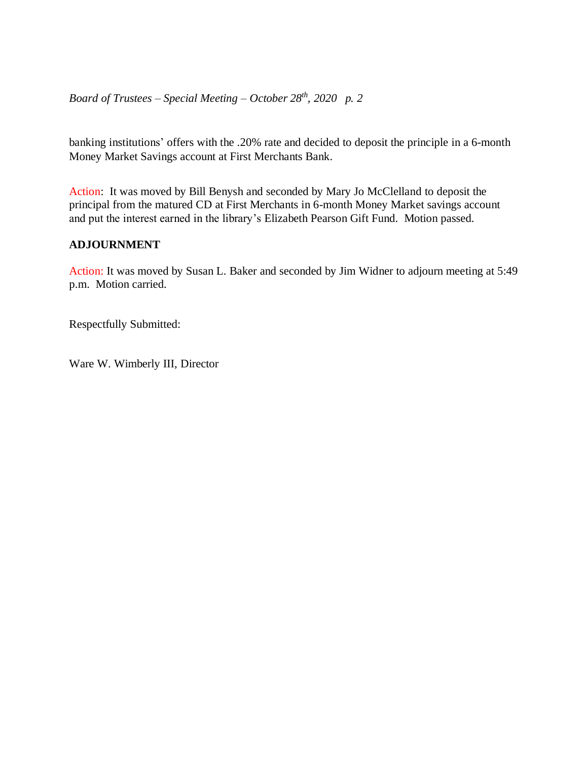banking institutions' offers with the .20% rate and decided to deposit the principle in a 6-month Money Market Savings account at First Merchants Bank.

Action: It was moved by Bill Benysh and seconded by Mary Jo McClelland to deposit the principal from the matured CD at First Merchants in 6-month Money Market savings account and put the interest earned in the library's Elizabeth Pearson Gift Fund. Motion passed.

**ADJOURNMENT**

Action: It was moved by Susan L. Baker and seconded by Jim Widner to adjourn meeting at 5:49 p.m. Motion carried.

Respectfully Submitted:

Ware W. Wimberly III, Director